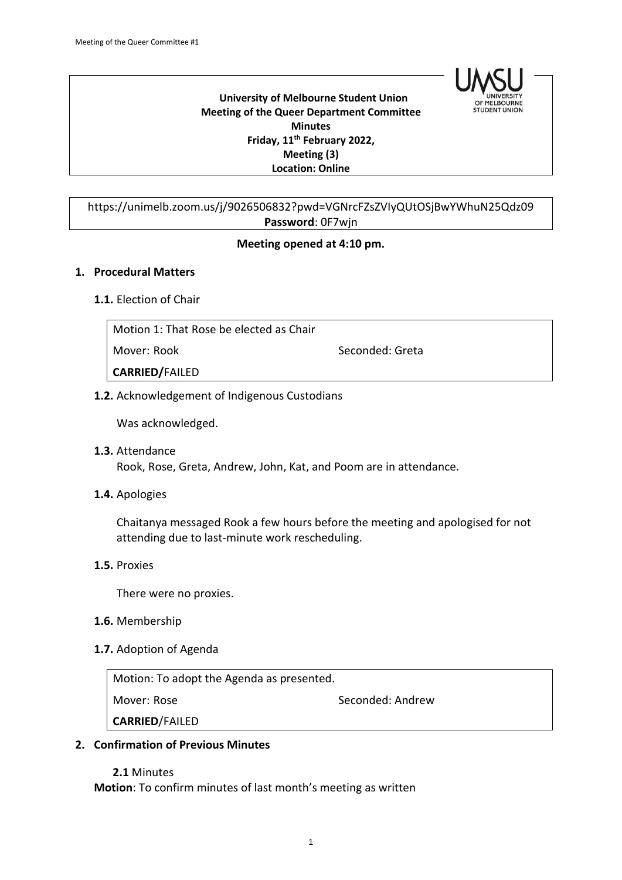**University of Melbourne Student Union**
**Meeting of the Queer Department Committee**
**Minutes**
**Friday, 11th February 2022,**
**Meeting (3)**
**Location: Online**

https://unimelb.zoom.us/j/9026506832?pwd=VGNrcFZsZVIyQUtOSjBwYWhuN25Qdz09
**Password**: 0F7wjn

**Meeting opened at 4:10 pm.**

## 1. Procedural Matters

**1.1.** Election of Chair

| Motion 1: That Rose be elected as Chair | |
|---|---|
| Mover: Rook | Seconded: Greta |
| **CARRIED/**FAILED | |

**1.2.** Acknowledgement of Indigenous Custodians

Was acknowledged.

**1.3.** Attendance
Rook, Rose, Greta, Andrew, John, Kat, and Poom are in attendance.

**1.4.** Apologies

Chaitanya messaged Rook a few hours before the meeting and apologised for not attending due to last-minute work rescheduling.

**1.5.** Proxies

There were no proxies.

**1.6.** Membership

**1.7.** Adoption of Agenda

| Motion: To adopt the Agenda as presented. | |
|---|---|
| Mover: Rose | Seconded: Andrew |
| **CARRIED**/FAILED | |

## 2. Confirmation of Previous Minutes

**2.1** Minutes
**Motion**: To confirm minutes of last month's meeting as written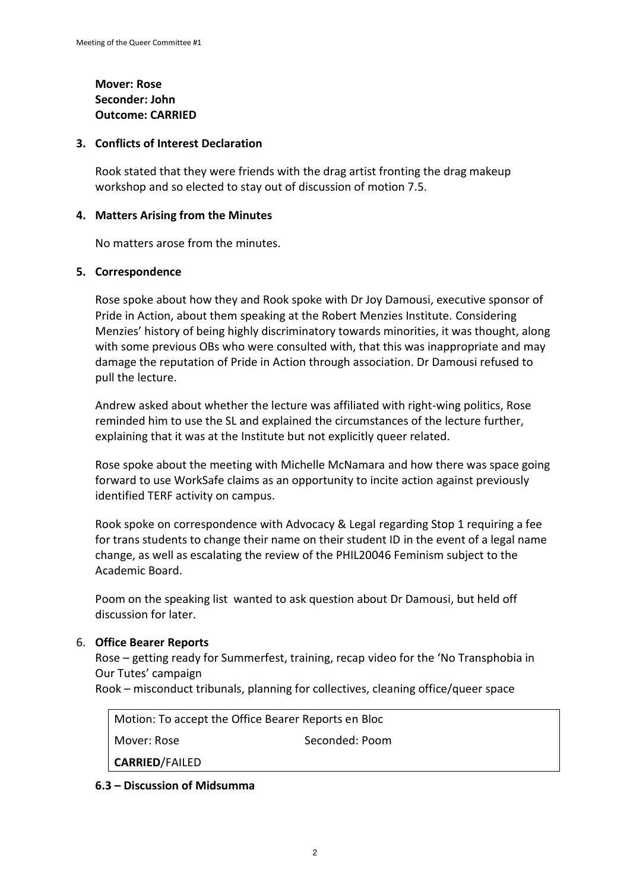**Mover: Rose**
**Seconder: John**
**Outcome: CARRIED**

### 3. Conflicts of Interest Declaration

Rook stated that they were friends with the drag artist fronting the drag makeup workshop and so elected to stay out of discussion of motion 7.5.

### 4. Matters Arising from the Minutes

No matters arose from the minutes.

### 5. Correspondence

Rose spoke about how they and Rook spoke with Dr Joy Damousi, executive sponsor of Pride in Action, about them speaking at the Robert Menzies Institute. Considering Menzies' history of being highly discriminatory towards minorities, it was thought, along with some previous OBs who were consulted with, that this was inappropriate and may damage the reputation of Pride in Action through association. Dr Damousi refused to pull the lecture.

Andrew asked about whether the lecture was affiliated with right-wing politics, Rose reminded him to use the SL and explained the circumstances of the lecture further, explaining that it was at the Institute but not explicitly queer related.

Rose spoke about the meeting with Michelle McNamara and how there was space going forward to use WorkSafe claims as an opportunity to incite action against previously identified TERF activity on campus.

Rook spoke on correspondence with Advocacy & Legal regarding Stop 1 requiring a fee for trans students to change their name on their student ID in the event of a legal name change, as well as escalating the review of the PHIL20046 Feminism subject to the Academic Board.

Poom on the speaking list wanted to ask question about Dr Damousi, but held off discussion for later.

### 6. Office Bearer Reports

Rose – getting ready for Summerfest, training, recap video for the 'No Transphobia in Our Tutes' campaign
Rook – misconduct tribunals, planning for collectives, cleaning office/queer space

| Motion: To accept the Office Bearer Reports en Bloc | |
| --- | --- |
| Mover: Rose | Seconded: Poom |
| **CARRIED**/FAILED | |

### 6.3 – Discussion of Midsumma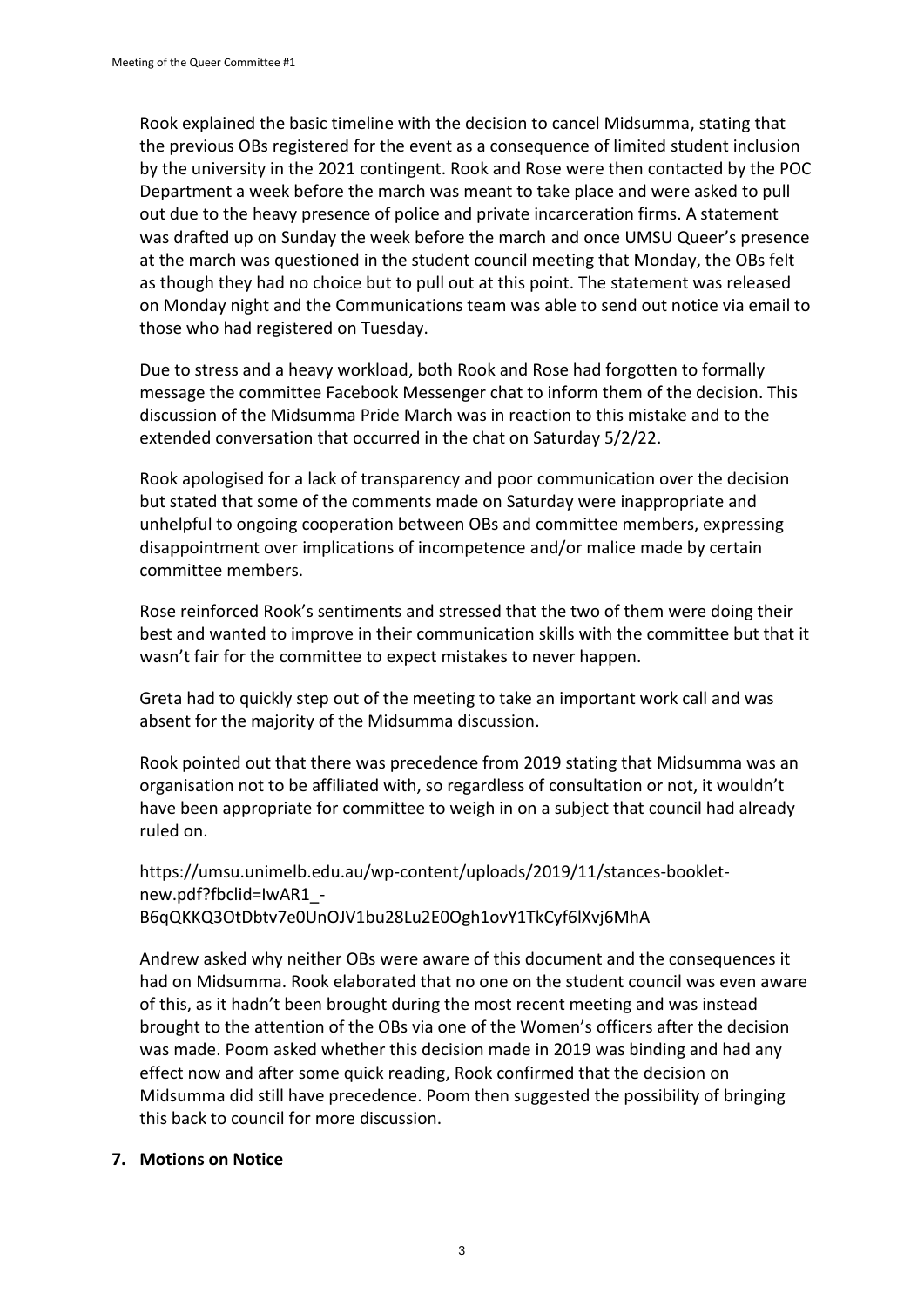Rook explained the basic timeline with the decision to cancel Midsumma, stating that the previous OBs registered for the event as a consequence of limited student inclusion by the university in the 2021 contingent. Rook and Rose were then contacted by the POC Department a week before the march was meant to take place and were asked to pull out due to the heavy presence of police and private incarceration firms. A statement was drafted up on Sunday the week before the march and once UMSU Queer's presence at the march was questioned in the student council meeting that Monday, the OBs felt as though they had no choice but to pull out at this point. The statement was released on Monday night and the Communications team was able to send out notice via email to those who had registered on Tuesday.

Due to stress and a heavy workload, both Rook and Rose had forgotten to formally message the committee Facebook Messenger chat to inform them of the decision. This discussion of the Midsumma Pride March was in reaction to this mistake and to the extended conversation that occurred in the chat on Saturday 5/2/22.

Rook apologised for a lack of transparency and poor communication over the decision but stated that some of the comments made on Saturday were inappropriate and unhelpful to ongoing cooperation between OBs and committee members, expressing disappointment over implications of incompetence and/or malice made by certain committee members.

Rose reinforced Rook's sentiments and stressed that the two of them were doing their best and wanted to improve in their communication skills with the committee but that it wasn't fair for the committee to expect mistakes to never happen.

Greta had to quickly step out of the meeting to take an important work call and was absent for the majority of the Midsumma discussion.

Rook pointed out that there was precedence from 2019 stating that Midsumma was an organisation not to be affiliated with, so regardless of consultation or not, it wouldn't have been appropriate for committee to weigh in on a subject that council had already ruled on.

https://umsu.unimelb.edu.au/wp-content/uploads/2019/11/stances-booklet-new.pdf?fbclid=IwAR1_-B6qQKKQ3OtDbtv7e0UnOJV1bu28Lu2E0Ogh1ovY1TkCyf6lXvj6MhA

Andrew asked why neither OBs were aware of this document and the consequences it had on Midsumma. Rook elaborated that no one on the student council was even aware of this, as it hadn't been brought during the most recent meeting and was instead brought to the attention of the OBs via one of the Women's officers after the decision was made. Poom asked whether this decision made in 2019 was binding and had any effect now and after some quick reading, Rook confirmed that the decision on Midsumma did still have precedence. Poom then suggested the possibility of bringing this back to council for more discussion.

## 7. Motions on Notice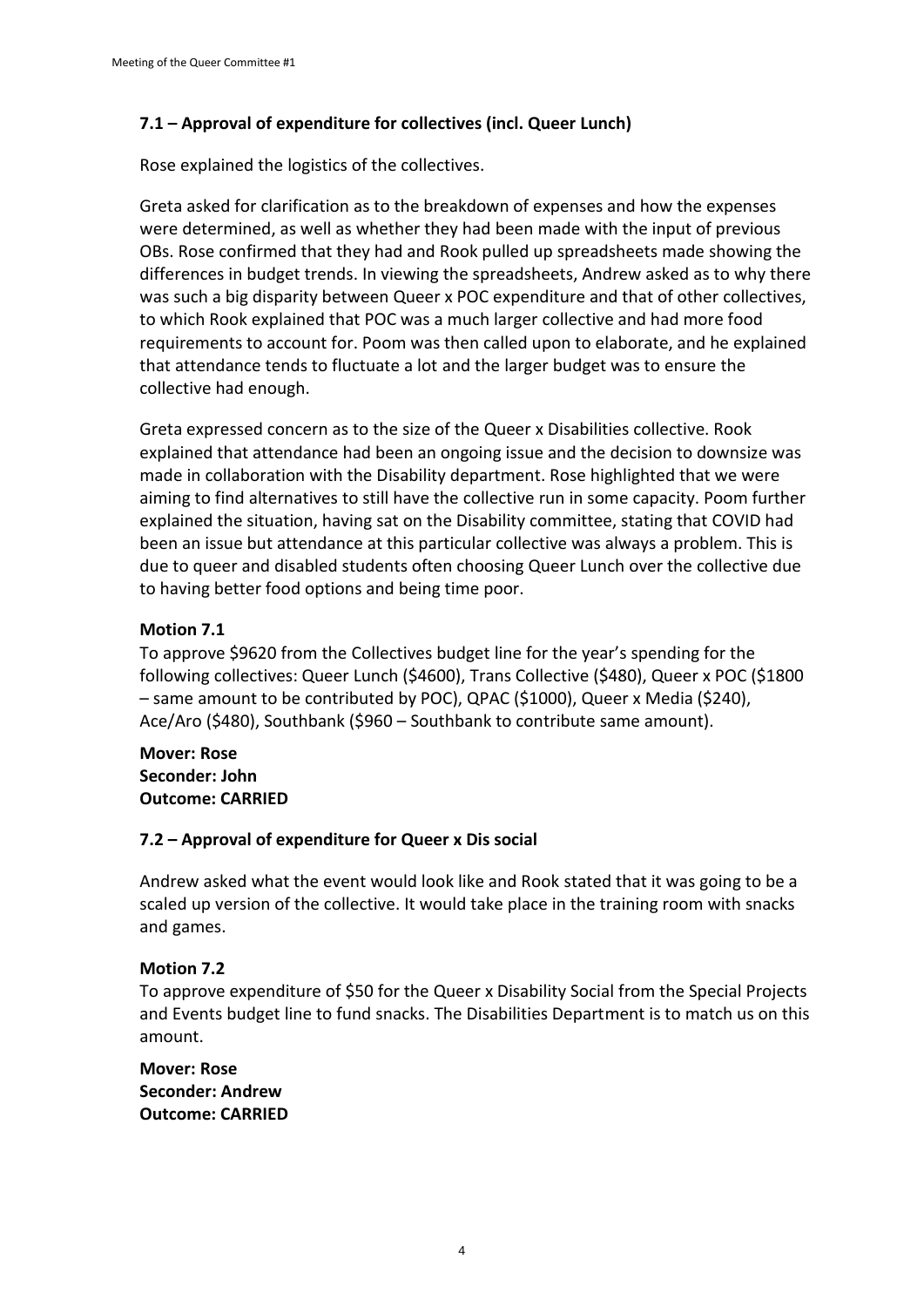### 7.1 – Approval of expenditure for collectives (incl. Queer Lunch)

Rose explained the logistics of the collectives.

Greta asked for clarification as to the breakdown of expenses and how the expenses were determined, as well as whether they had been made with the input of previous OBs. Rose confirmed that they had and Rook pulled up spreadsheets made showing the differences in budget trends. In viewing the spreadsheets, Andrew asked as to why there was such a big disparity between Queer x POC expenditure and that of other collectives, to which Rook explained that POC was a much larger collective and had more food requirements to account for. Poom was then called upon to elaborate, and he explained that attendance tends to fluctuate a lot and the larger budget was to ensure the collective had enough.

Greta expressed concern as to the size of the Queer x Disabilities collective. Rook explained that attendance had been an ongoing issue and the decision to downsize was made in collaboration with the Disability department. Rose highlighted that we were aiming to find alternatives to still have the collective run in some capacity. Poom further explained the situation, having sat on the Disability committee, stating that COVID had been an issue but attendance at this particular collective was always a problem. This is due to queer and disabled students often choosing Queer Lunch over the collective due to having better food options and being time poor.

**Motion 7.1**
To approve $9620 from the Collectives budget line for the year's spending for the following collectives: Queer Lunch ($4600), Trans Collective ($480), Queer x POC ($1800 – same amount to be contributed by POC), QPAC ($1000), Queer x Media ($240), Ace/Aro ($480), Southbank ($960 – Southbank to contribute same amount).

**Mover: Rose**
**Seconder: John**
**Outcome: CARRIED**

### 7.2 – Approval of expenditure for Queer x Dis social

Andrew asked what the event would look like and Rook stated that it was going to be a scaled up version of the collective. It would take place in the training room with snacks and games.

**Motion 7.2**
To approve expenditure of $50 for the Queer x Disability Social from the Special Projects and Events budget line to fund snacks. The Disabilities Department is to match us on this amount.

**Mover: Rose**
**Seconder: Andrew**
**Outcome: CARRIED**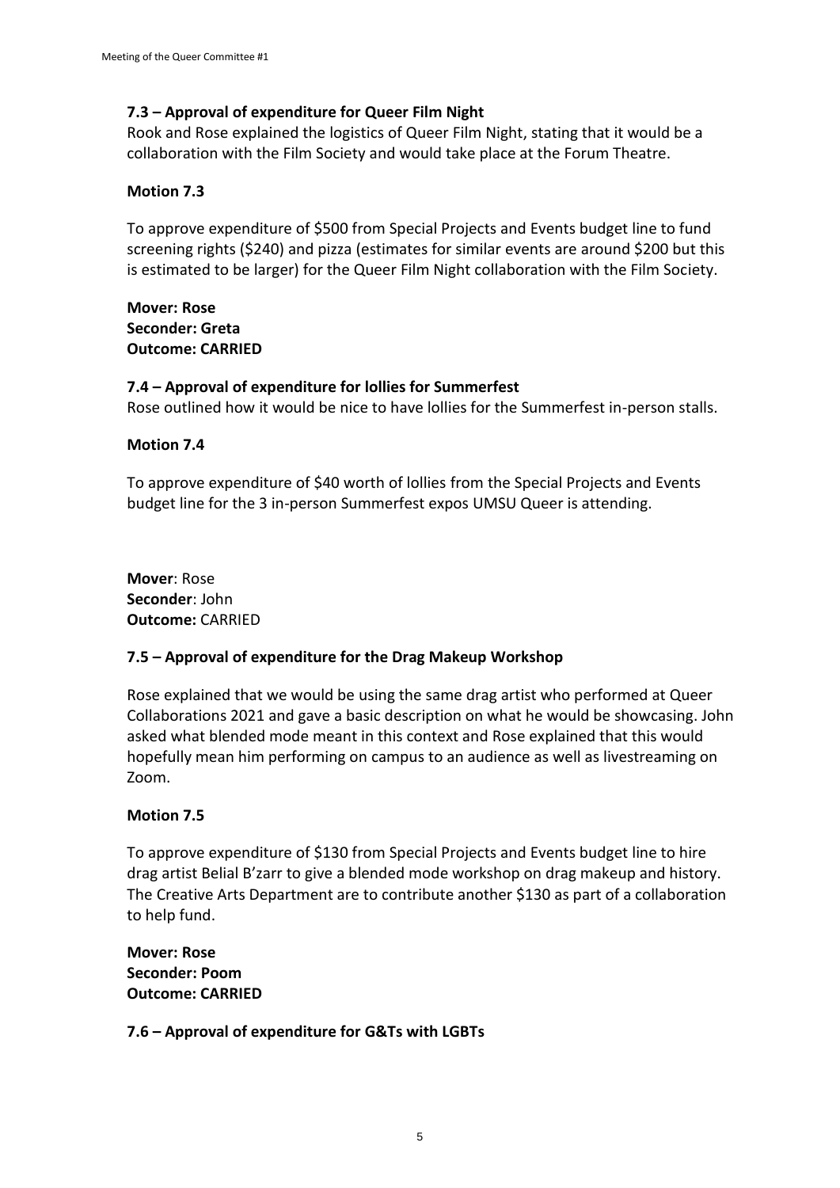### 7.3 – Approval of expenditure for Queer Film Night

Rook and Rose explained the logistics of Queer Film Night, stating that it would be a collaboration with the Film Society and would take place at the Forum Theatre.

**Motion 7.3**

To approve expenditure of $500 from Special Projects and Events budget line to fund screening rights ($240) and pizza (estimates for similar events are around $200 but this is estimated to be larger) for the Queer Film Night collaboration with the Film Society.

**Mover: Rose**
**Seconder: Greta**
**Outcome: CARRIED**

### 7.4 – Approval of expenditure for lollies for Summerfest

Rose outlined how it would be nice to have lollies for the Summerfest in-person stalls.

**Motion 7.4**

To approve expenditure of $40 worth of lollies from the Special Projects and Events budget line for the 3 in-person Summerfest expos UMSU Queer is attending.

**Mover**: Rose
**Seconder**: John
**Outcome:** CARRIED

### 7.5 – Approval of expenditure for the Drag Makeup Workshop

Rose explained that we would be using the same drag artist who performed at Queer Collaborations 2021 and gave a basic description on what he would be showcasing. John asked what blended mode meant in this context and Rose explained that this would hopefully mean him performing on campus to an audience as well as livestreaming on Zoom.

**Motion 7.5**

To approve expenditure of $130 from Special Projects and Events budget line to hire drag artist Belial B'zarr to give a blended mode workshop on drag makeup and history. The Creative Arts Department are to contribute another $130 as part of a collaboration to help fund.

**Mover: Rose**
**Seconder: Poom**
**Outcome: CARRIED**

### 7.6 – Approval of expenditure for G&Ts with LGBTs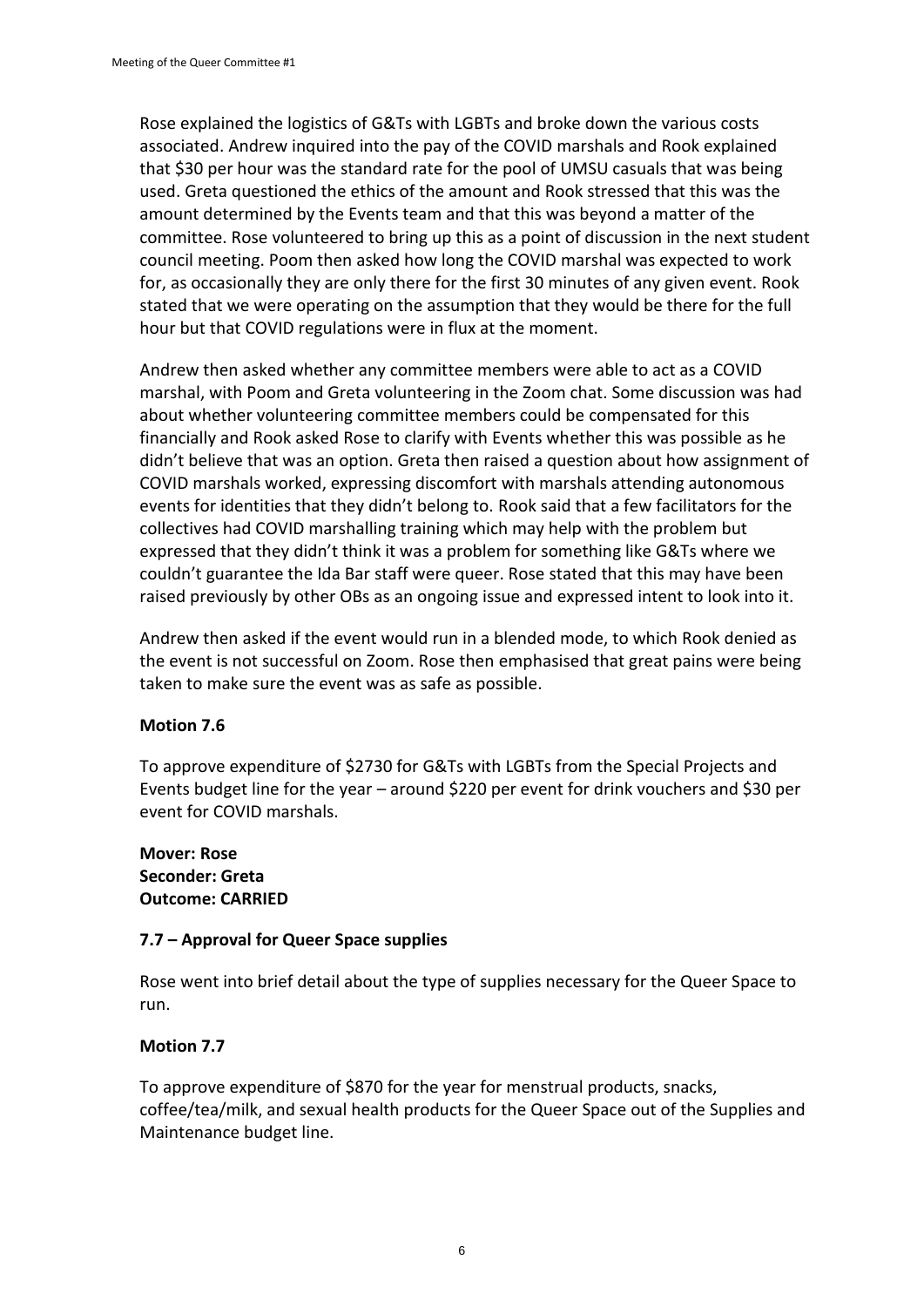Rose explained the logistics of G&Ts with LGBTs and broke down the various costs associated. Andrew inquired into the pay of the COVID marshals and Rook explained that $30 per hour was the standard rate for the pool of UMSU casuals that was being used. Greta questioned the ethics of the amount and Rook stressed that this was the amount determined by the Events team and that this was beyond a matter of the committee. Rose volunteered to bring up this as a point of discussion in the next student council meeting. Poom then asked how long the COVID marshal was expected to work for, as occasionally they are only there for the first 30 minutes of any given event. Rook stated that we were operating on the assumption that they would be there for the full hour but that COVID regulations were in flux at the moment.

Andrew then asked whether any committee members were able to act as a COVID marshal, with Poom and Greta volunteering in the Zoom chat. Some discussion was had about whether volunteering committee members could be compensated for this financially and Rook asked Rose to clarify with Events whether this was possible as he didn't believe that was an option. Greta then raised a question about how assignment of COVID marshals worked, expressing discomfort with marshals attending autonomous events for identities that they didn't belong to. Rook said that a few facilitators for the collectives had COVID marshalling training which may help with the problem but expressed that they didn't think it was a problem for something like G&Ts where we couldn't guarantee the Ida Bar staff were queer. Rose stated that this may have been raised previously by other OBs as an ongoing issue and expressed intent to look into it.

Andrew then asked if the event would run in a blended mode, to which Rook denied as the event is not successful on Zoom. Rose then emphasised that great pains were being taken to make sure the event was as safe as possible.

**Motion 7.6**

To approve expenditure of $2730 for G&Ts with LGBTs from the Special Projects and Events budget line for the year – around $220 per event for drink vouchers and $30 per event for COVID marshals.

**Mover: Rose**
**Seconder: Greta**
**Outcome: CARRIED**

### 7.7 – Approval for Queer Space supplies

Rose went into brief detail about the type of supplies necessary for the Queer Space to run.

**Motion 7.7**

To approve expenditure of $870 for the year for menstrual products, snacks, coffee/tea/milk, and sexual health products for the Queer Space out of the Supplies and Maintenance budget line.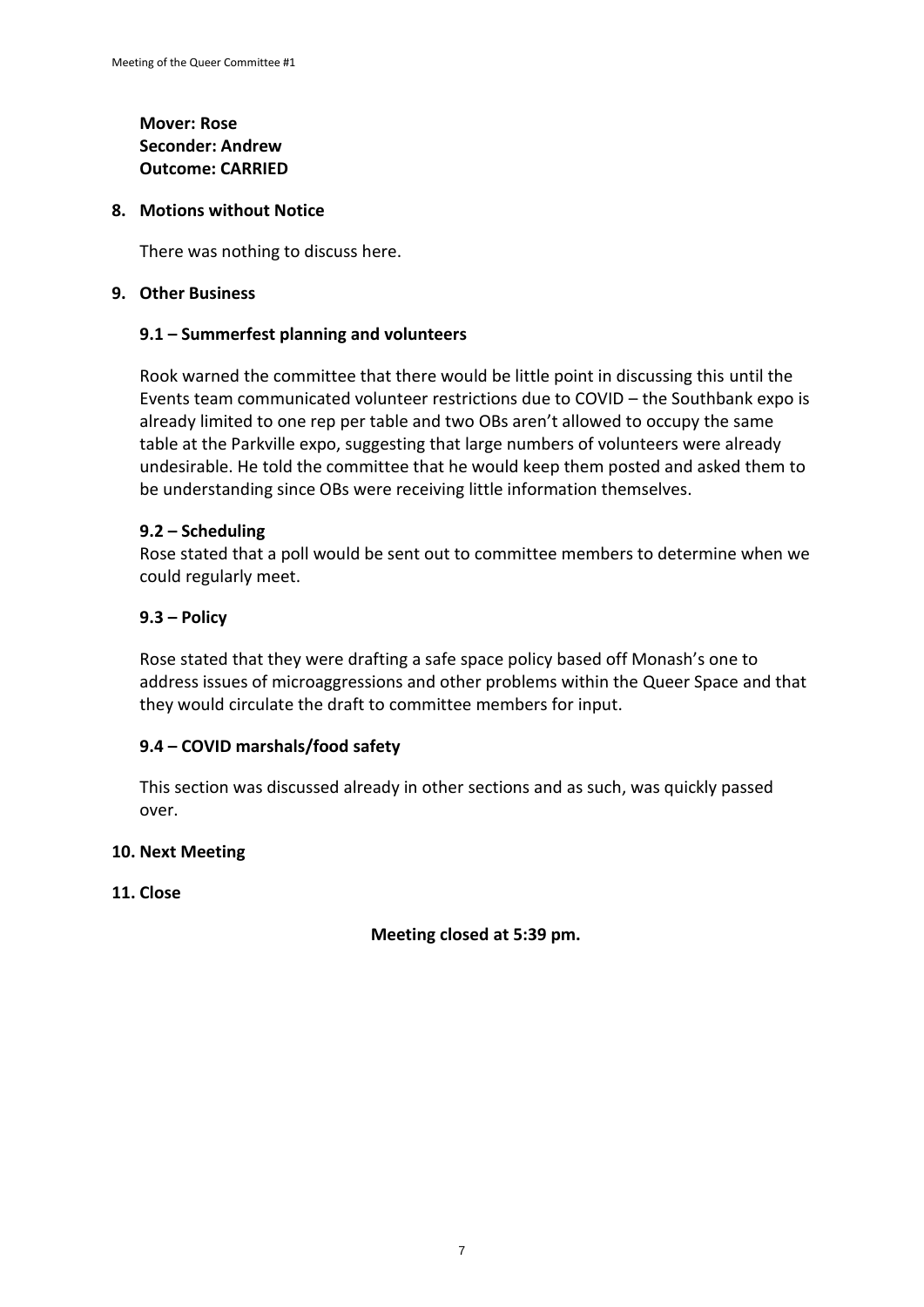**Mover: Rose**
**Seconder: Andrew**
**Outcome: CARRIED**

## 8. Motions without Notice

There was nothing to discuss here.

## 9. Other Business

### 9.1 – Summerfest planning and volunteers

Rook warned the committee that there would be little point in discussing this until the Events team communicated volunteer restrictions due to COVID – the Southbank expo is already limited to one rep per table and two OBs aren't allowed to occupy the same table at the Parkville expo, suggesting that large numbers of volunteers were already undesirable. He told the committee that he would keep them posted and asked them to be understanding since OBs were receiving little information themselves.

### 9.2 – Scheduling

Rose stated that a poll would be sent out to committee members to determine when we could regularly meet.

### 9.3 – Policy

Rose stated that they were drafting a safe space policy based off Monash's one to address issues of microaggressions and other problems within the Queer Space and that they would circulate the draft to committee members for input.

### 9.4 – COVID marshals/food safety

This section was discussed already in other sections and as such, was quickly passed over.

## 10. Next Meeting

## 11. Close

**Meeting closed at 5:39 pm.**